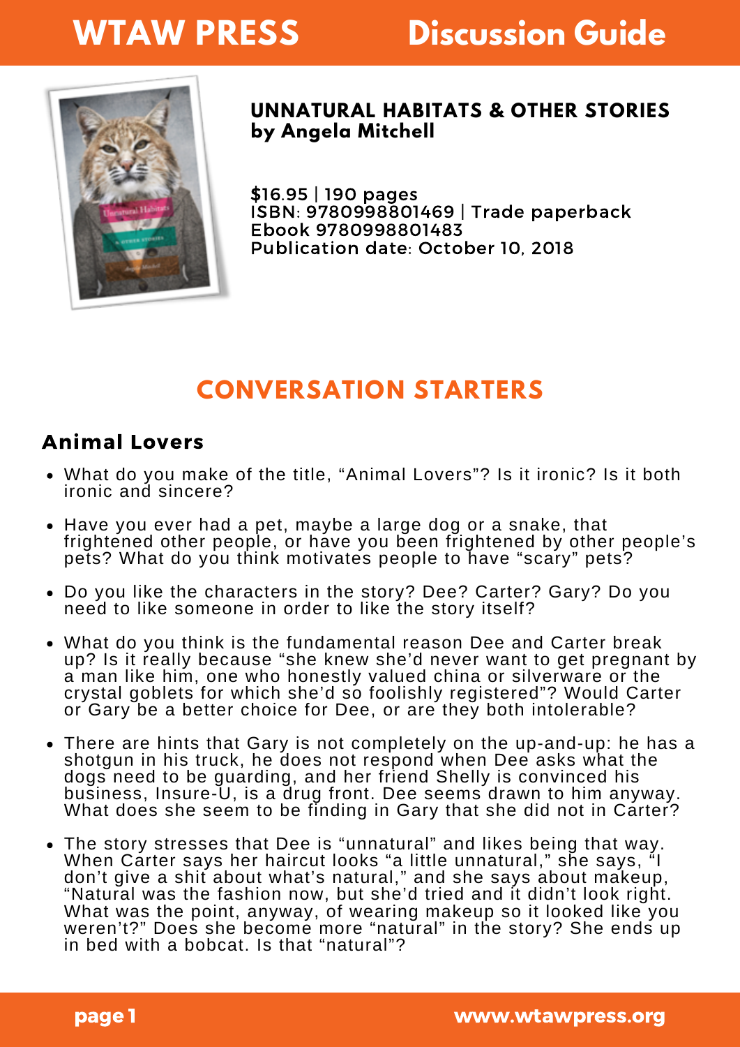# WTAW PRESS Discussion Guide

**UNNATURAL HABITATS & OTHER STORIES**
**by Angela Mitchell**

$16.95 | 190 pages
ISBN: 9780998801469 | Trade paperback
Ebook 9780998801483
Publication date: October 10, 2018

## CONVERSATION STARTERS

### Animal Lovers

- What do you make of the title, "Animal Lovers"? Is it ironic? Is it both ironic and sincere?
- Have you ever had a pet, maybe a large dog or a snake, that frightened other people, or have you been frightened by other people's pets? What do you think motivates people to have "scary" pets?
- Do you like the characters in the story? Dee? Carter? Gary? Do you need to like someone in order to like the story itself?
- What do you think is the fundamental reason Dee and Carter break up? Is it really because "she knew she'd never want to get pregnant by a man like him, one who honestly valued china or silverware or the crystal goblets for which she'd so foolishly registered"? Would Carter or Gary be a better choice for Dee, or are they both intolerable?
- There are hints that Gary is not completely on the up-and-up: he has a shotgun in his truck, he does not respond when Dee asks what the dogs need to be guarding, and her friend Shelly is convinced his business, Insure-U, is a drug front. Dee seems drawn to him anyway. What does she seem to be finding in Gary that she did not in Carter?
- The story stresses that Dee is "unnatural" and likes being that way. When Carter says her haircut looks "a little unnatural," she says, "I don't give a shit about what's natural," and she says about makeup, "Natural was the fashion now, but she'd tried and it didn't look right. What was the point, anyway, of wearing makeup so it looked like you weren't?" Does she become more "natural" in the story? She ends up in bed with a bobcat. Is that "natural"?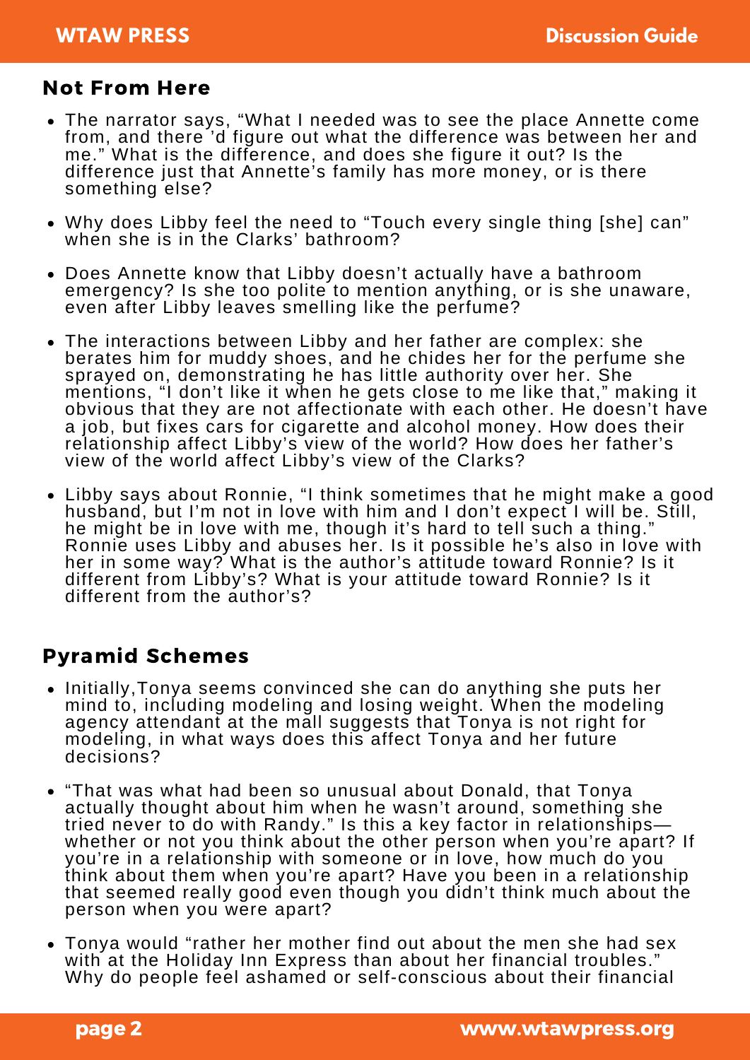## Not From Here

- The narrator says, "What I needed was to see the place Annette come from, and there 'd figure out what the difference was between her and me." What is the difference, and does she figure it out? Is the difference just that Annette's family has more money, or is there something else?
- Why does Libby feel the need to "Touch every single thing [she] can" when she is in the Clarks' bathroom?
- Does Annette know that Libby doesn't actually have a bathroom emergency? Is she too polite to mention anything, or is she unaware, even after Libby leaves smelling like the perfume?
- The interactions between Libby and her father are complex: she berates him for muddy shoes, and he chides her for the perfume she sprayed on, demonstrating he has little authority over her. She mentions, "I don't like it when he gets close to me like that," making it obvious that they are not affectionate with each other. He doesn't have a job, but fixes cars for cigarette and alcohol money. How does their relationship affect Libby's view of the world? How does her father's view of the world affect Libby's view of the Clarks?
- Libby says about Ronnie, "I think sometimes that he might make a good husband, but I'm not in love with him and I don't expect I will be. Still, he might be in love with me, though it's hard to tell such a thing." Ronnie uses Libby and abuses her. Is it possible he's also in love with her in some way? What is the author's attitude toward Ronnie? Is it different from Libby's? What is your attitude toward Ronnie? Is it different from the author's?

## Pyramid Schemes

- Initially,Tonya seems convinced she can do anything she puts her mind to, including modeling and losing weight. When the modeling agency attendant at the mall suggests that Tonya is not right for modeling, in what ways does this affect Tonya and her future decisions?
- "That was what had been so unusual about Donald, that Tonya actually thought about him when he wasn't around, something she tried never to do with Randy." Is this a key factor in relationships—whether or not you think about the other person when you're apart? If you're in a relationship with someone or in love, how much do you think about them when you're apart? Have you been in a relationship that seemed really good even though you didn't think much about the person when you were apart?
- Tonya would "rather her mother find out about the men she had sex with at the Holiday Inn Express than about her financial troubles." Why do people feel ashamed or self-conscious about their financial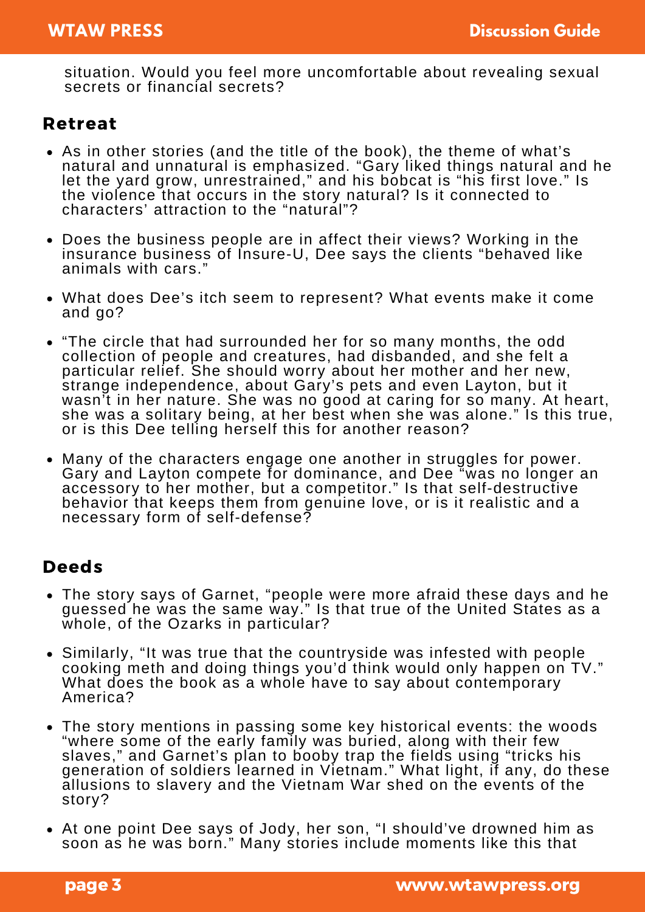situation. Would you feel more uncomfortable about revealing sexual secrets or financial secrets?

## Retreat

- As in other stories (and the title of the book), the theme of what's natural and unnatural is emphasized. "Gary liked things natural and he let the yard grow, unrestrained," and his bobcat is "his first love." Is the violence that occurs in the story natural? Is it connected to characters' attraction to the "natural"?
- Does the business people are in affect their views? Working in the insurance business of Insure-U, Dee says the clients "behaved like animals with cars."
- What does Dee's itch seem to represent? What events make it come and go?
- "The circle that had surrounded her for so many months, the odd collection of people and creatures, had disbanded, and she felt a particular relief. She should worry about her mother and her new, strange independence, about Gary's pets and even Layton, but it wasn't in her nature. She was no good at caring for so many. At heart, she was a solitary being, at her best when she was alone." Is this true, or is this Dee telling herself this for another reason?
- Many of the characters engage one another in struggles for power. Gary and Layton compete for dominance, and Dee "was no longer an accessory to her mother, but a competitor." Is that self-destructive behavior that keeps them from genuine love, or is it realistic and a necessary form of self-defense?

## Deeds

- The story says of Garnet, "people were more afraid these days and he guessed he was the same way." Is that true of the United States as a whole, of the Ozarks in particular?
- Similarly, "It was true that the countryside was infested with people cooking meth and doing things you'd think would only happen on TV." What does the book as a whole have to say about contemporary America?
- The story mentions in passing some key historical events: the woods "where some of the early family was buried, along with their few slaves," and Garnet's plan to booby trap the fields using "tricks his generation of soldiers learned in Vietnam." What light, if any, do these allusions to slavery and the Vietnam War shed on the events of the story?
- At one point Dee says of Jody, her son, "I should've drowned him as soon as he was born." Many stories include moments like this that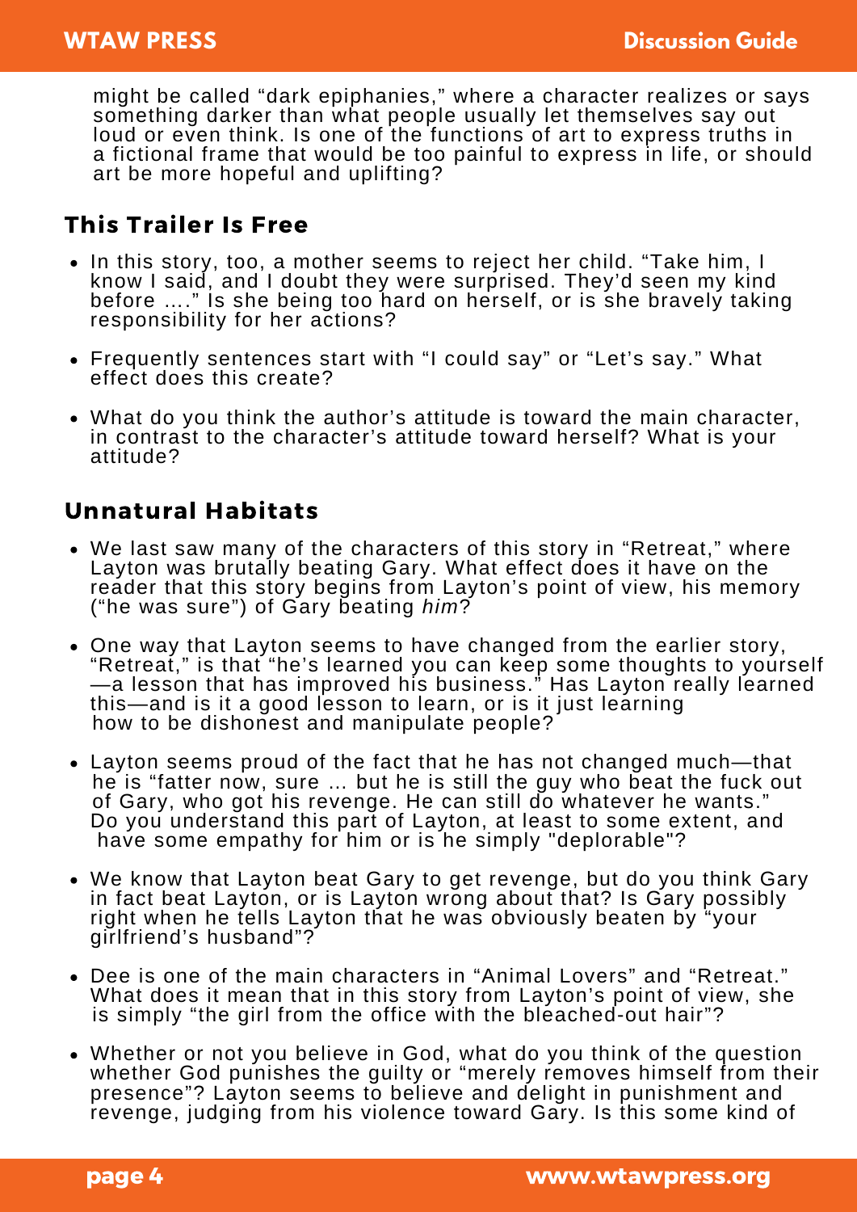might be called "dark epiphanies," where a character realizes or says something darker than what people usually let themselves say out loud or even think. Is one of the functions of art to express truths in a fictional frame that would be too painful to express in life, or should art be more hopeful and uplifting?

## This Trailer Is Free

- In this story, too, a mother seems to reject her child. "Take him, I know I said, and I doubt they were surprised. They'd seen my kind before …." Is she being too hard on herself, or is she bravely taking responsibility for her actions?
- Frequently sentences start with "I could say" or "Let's say." What effect does this create?
- What do you think the author's attitude is toward the main character, in contrast to the character's attitude toward herself? What is your attitude?

## Unnatural Habitats

- We last saw many of the characters of this story in "Retreat," where Layton was brutally beating Gary. What effect does it have on the reader that this story begins from Layton's point of view, his memory ("he was sure") of Gary beating *him*?
- One way that Layton seems to have changed from the earlier story, "Retreat," is that "he's learned you can keep some thoughts to yourself—a lesson that has improved his business." Has Layton really learned this—and is it a good lesson to learn, or is it just learning how to be dishonest and manipulate people?
- Layton seems proud of the fact that he has not changed much—that he is "fatter now, sure … but he is still the guy who beat the fuck out of Gary, who got his revenge. He can still do whatever he wants." Do you understand this part of Layton, at least to some extent, and have some empathy for him or is he simply "deplorable"?
- We know that Layton beat Gary to get revenge, but do you think Gary in fact beat Layton, or is Layton wrong about that? Is Gary possibly right when he tells Layton that he was obviously beaten by "your girlfriend's husband"?
- Dee is one of the main characters in "Animal Lovers" and "Retreat." What does it mean that in this story from Layton's point of view, she is simply "the girl from the office with the bleached-out hair"?
- Whether or not you believe in God, what do you think of the question whether God punishes the guilty or "merely removes himself from their presence"? Layton seems to believe and delight in punishment and revenge, judging from his violence toward Gary. Is this some kind of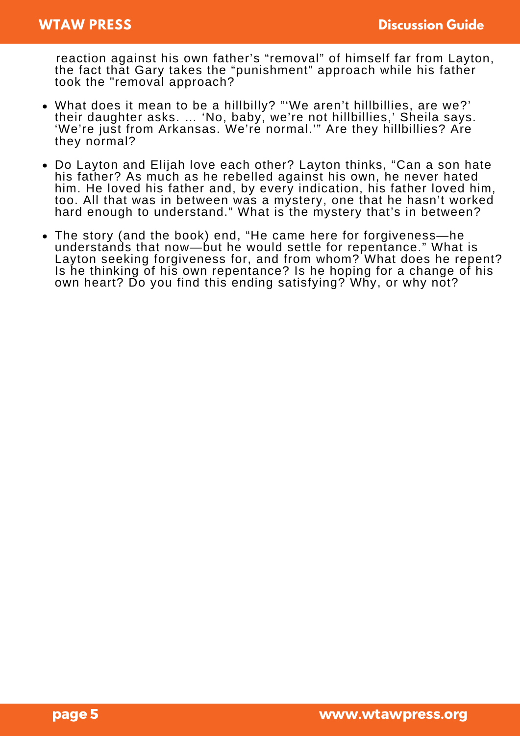reaction against his own father's "removal" of himself far from Layton, the fact that Gary takes the "punishment" approach while his father took the "removal approach?

- What does it mean to be a hillbilly? "'We aren't hillbillies, are we?' their daughter asks. ... 'No, baby, we're not hillbillies,' Sheila says. 'We're just from Arkansas. We're normal.'" Are they hillbillies? Are they normal?
- Do Layton and Elijah love each other? Layton thinks, "Can a son hate his father? As much as he rebelled against his own, he never hated him. He loved his father and, by every indication, his father loved him, too. All that was in between was a mystery, one that he hasn't worked hard enough to understand." What is the mystery that's in between?
- The story (and the book) end, "He came here for forgiveness—he understands that now—but he would settle for repentance." What is Layton seeking forgiveness for, and from whom? What does he repent? Is he thinking of his own repentance? Is he hoping for a change of his own heart? Do you find this ending satisfying? Why, or why not?